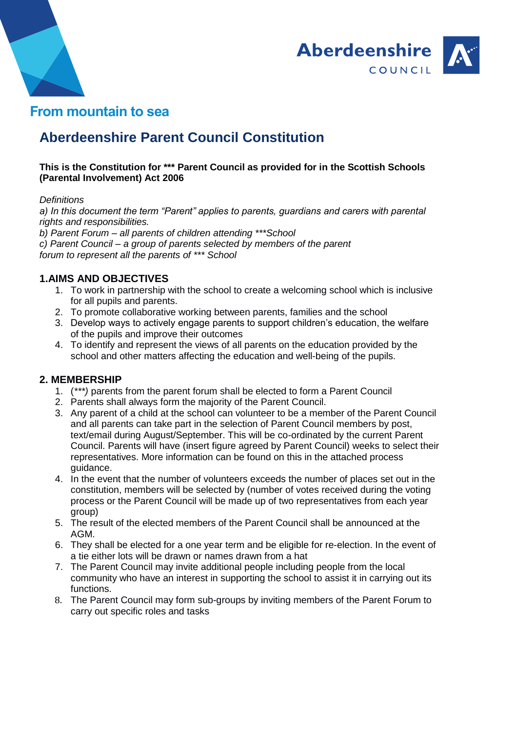Aberdeenshire COUNCIL

From mountain to sea

# Aberdeenshire Parent Council Constitution

**This is the Constitution for *** Parent Council as provided for in the Scottish Schools (Parental Involvement) Act 2006**

*Definitions*

*a) In this document the term "Parent" applies to parents, guardians and carers with parental rights and responsibilities.*
*b) Parent Forum – all parents of children attending ***School*
*c) Parent Council – a group of parents selected by members of the parent forum to represent all the parents of *** School*

## 1.AIMS AND OBJECTIVES

1. To work in partnership with the school to create a welcoming school which is inclusive for all pupils and parents.
2. To promote collaborative working between parents, families and the school
3. Develop ways to actively engage parents to support children's education, the welfare of the pupils and improve their outcomes
4. To identify and represent the views of all parents on the education provided by the school and other matters affecting the education and well-being of the pupils.

## 2. MEMBERSHIP

1. (****) parents from the parent forum shall be elected to form a Parent Council
2. Parents shall always form the majority of the Parent Council.
3. Any parent of a child at the school can volunteer to be a member of the Parent Council and all parents can take part in the selection of Parent Council members by post, text/email during August/September. This will be co-ordinated by the current Parent Council. Parents will have (insert figure agreed by Parent Council) weeks to select their representatives. More information can be found on this in the attached process guidance.
4. In the event that the number of volunteers exceeds the number of places set out in the constitution, members will be selected by (number of votes received during the voting process or the Parent Council will be made up of two representatives from each year group)
5. The result of the elected members of the Parent Council shall be announced at the AGM.
6. They shall be elected for a one year term and be eligible for re-election. In the event of a tie either lots will be drawn or names drawn from a hat
7. The Parent Council may invite additional people including people from the local community who have an interest in supporting the school to assist it in carrying out its functions.
8. The Parent Council may form sub-groups by inviting members of the Parent Forum to carry out specific roles and tasks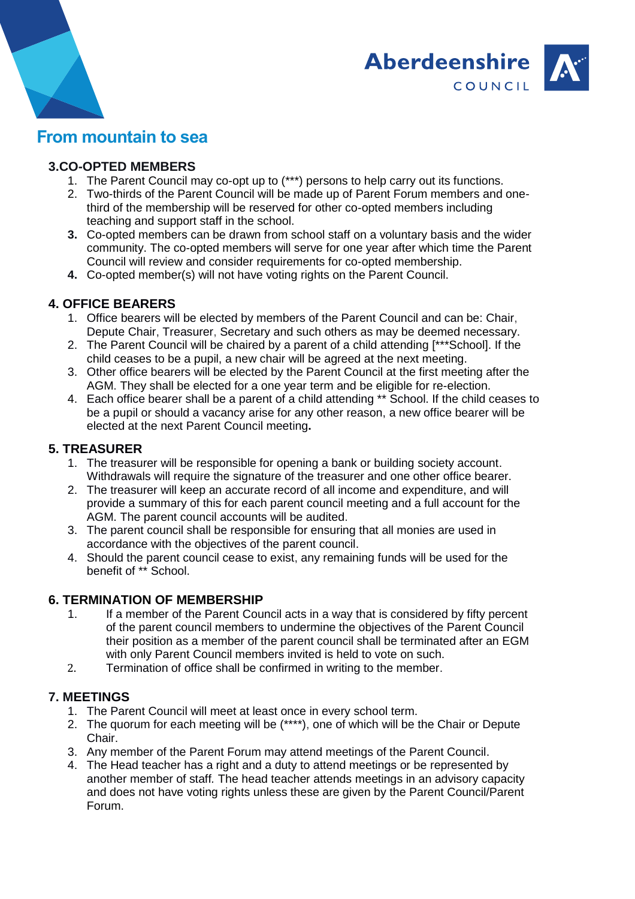From mountain to sea

## 3.CO-OPTED MEMBERS

1. The Parent Council may co-opt up to (***) persons to help carry out its functions.
2. Two-thirds of the Parent Council will be made up of Parent Forum members and one-third of the membership will be reserved for other co-opted members including teaching and support staff in the school.
3. Co-opted members can be drawn from school staff on a voluntary basis and the wider community. The co-opted members will serve for one year after which time the Parent Council will review and consider requirements for co-opted membership.
4. Co-opted member(s) will not have voting rights on the Parent Council.

## 4. OFFICE BEARERS

1. Office bearers will be elected by members of the Parent Council and can be: Chair, Depute Chair, Treasurer, Secretary and such others as may be deemed necessary.
2. The Parent Council will be chaired by a parent of a child attending [***School]. If the child ceases to be a pupil, a new chair will be agreed at the next meeting.
3. Other office bearers will be elected by the Parent Council at the first meeting after the AGM. They shall be elected for a one year term and be eligible for re-election.
4. Each office bearer shall be a parent of a child attending ** School. If the child ceases to be a pupil or should a vacancy arise for any other reason, a new office bearer will be elected at the next Parent Council meeting.

## 5. TREASURER

1. The treasurer will be responsible for opening a bank or building society account. Withdrawals will require the signature of the treasurer and one other office bearer.
2. The treasurer will keep an accurate record of all income and expenditure, and will provide a summary of this for each parent council meeting and a full account for the AGM. The parent council accounts will be audited.
3. The parent council shall be responsible for ensuring that all monies are used in accordance with the objectives of the parent council.
4. Should the parent council cease to exist, any remaining funds will be used for the benefit of ** School.

## 6. TERMINATION OF MEMBERSHIP

1. If a member of the Parent Council acts in a way that is considered by fifty percent of the parent council members to undermine the objectives of the Parent Council their position as a member of the parent council shall be terminated after an EGM with only Parent Council members invited is held to vote on such.
2. Termination of office shall be confirmed in writing to the member.

## 7. MEETINGS

1. The Parent Council will meet at least once in every school term.
2. The quorum for each meeting will be (****), one of which will be the Chair or Depute Chair.
3. Any member of the Parent Forum may attend meetings of the Parent Council.
4. The Head teacher has a right and a duty to attend meetings or be represented by another member of staff. The head teacher attends meetings in an advisory capacity and does not have voting rights unless these are given by the Parent Council/Parent Forum.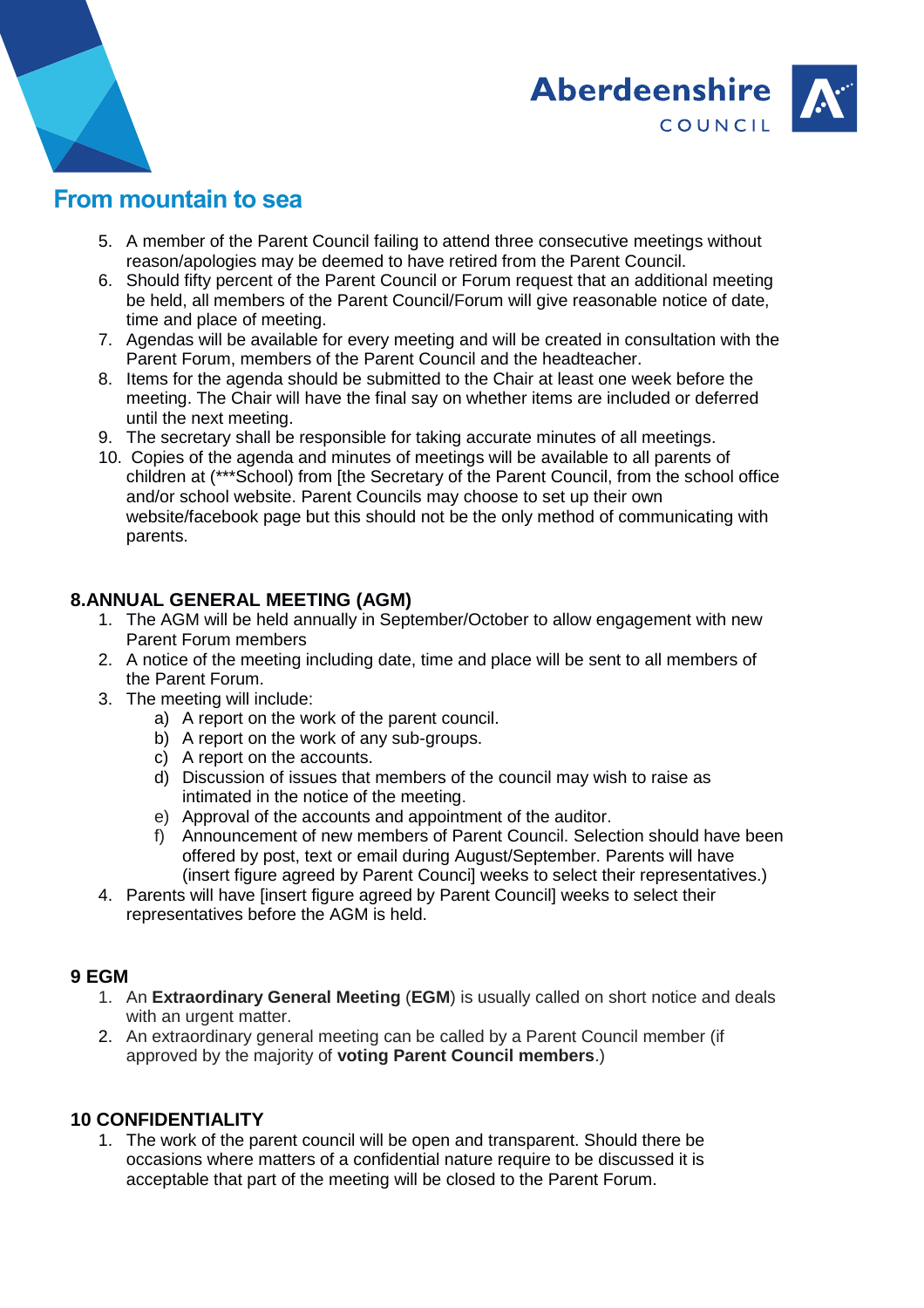5. A member of the Parent Council failing to attend three consecutive meetings without reason/apologies may be deemed to have retired from the Parent Council.
6. Should fifty percent of the Parent Council or Forum request that an additional meeting be held, all members of the Parent Council/Forum will give reasonable notice of date, time and place of meeting.
7. Agendas will be available for every meeting and will be created in consultation with the Parent Forum, members of the Parent Council and the headteacher.
8. Items for the agenda should be submitted to the Chair at least one week before the meeting. The Chair will have the final say on whether items are included or deferred until the next meeting.
9. The secretary shall be responsible for taking accurate minutes of all meetings.
10. Copies of the agenda and minutes of meetings will be available to all parents of children at (***School) from [the Secretary of the Parent Council, from the school office and/or school website. Parent Councils may choose to set up their own website/facebook page but this should not be the only method of communicating with parents.

## 8.ANNUAL GENERAL MEETING (AGM)

1. The AGM will be held annually in September/October to allow engagement with new Parent Forum members
2. A notice of the meeting including date, time and place will be sent to all members of the Parent Forum.
3. The meeting will include:
   a) A report on the work of the parent council.
   b) A report on the work of any sub-groups.
   c) A report on the accounts.
   d) Discussion of issues that members of the council may wish to raise as intimated in the notice of the meeting.
   e) Approval of the accounts and appointment of the auditor.
   f) Announcement of new members of Parent Council. Selection should have been offered by post, text or email during August/September. Parents will have (insert figure agreed by Parent Counci] weeks to select their representatives.)
4. Parents will have [insert figure agreed by Parent Council] weeks to select their representatives before the AGM is held.

## 9 EGM

1. An **Extraordinary General Meeting** (**EGM**) is usually called on short notice and deals with an urgent matter.
2. An extraordinary general meeting can be called by a Parent Council member (if approved by the majority of **voting Parent Council members**.)

## 10 CONFIDENTIALITY

1. The work of the parent council will be open and transparent. Should there be occasions where matters of a confidential nature require to be discussed it is acceptable that part of the meeting will be closed to the Parent Forum.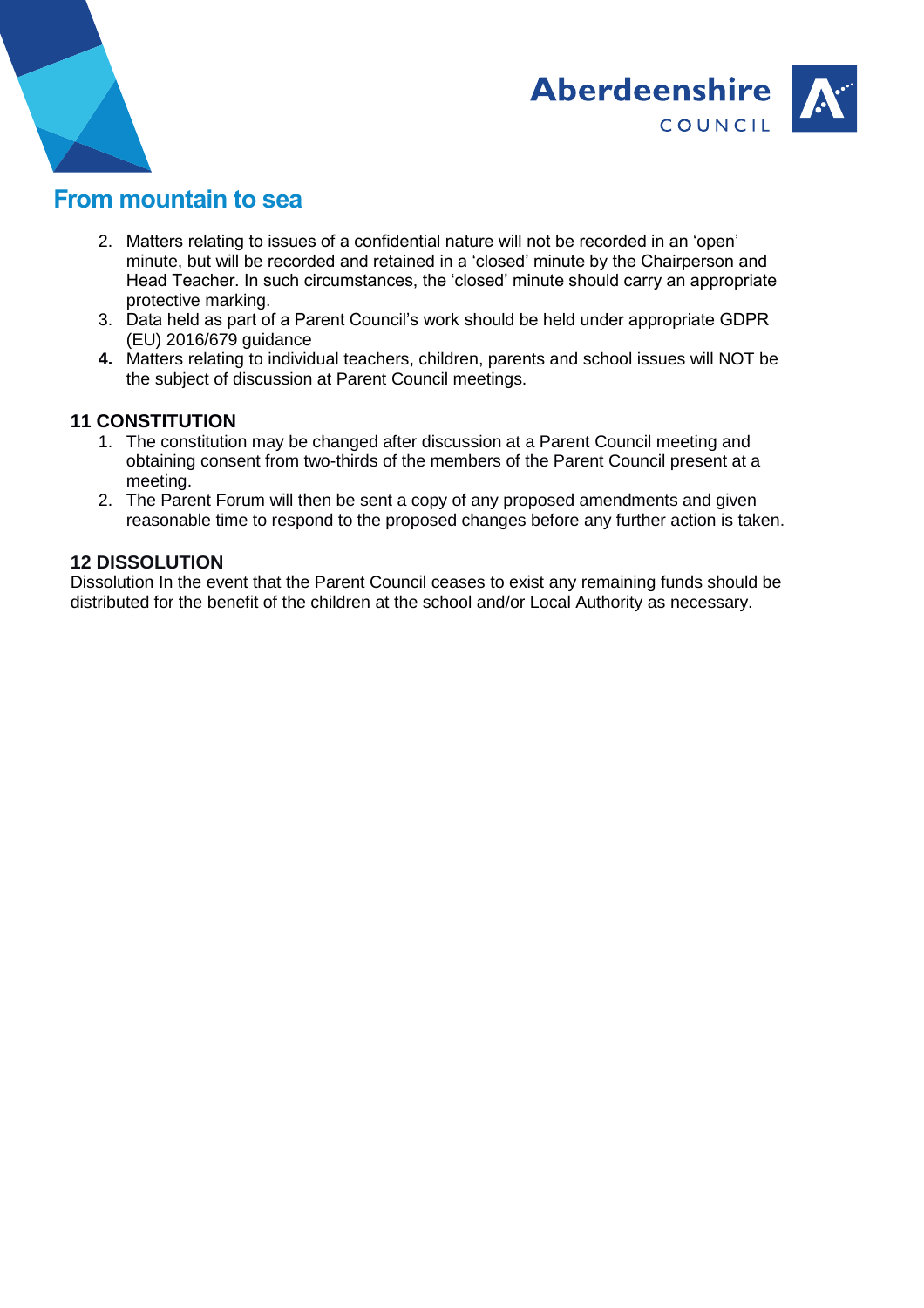2. Matters relating to issues of a confidential nature will not be recorded in an 'open' minute, but will be recorded and retained in a 'closed' minute by the Chairperson and Head Teacher. In such circumstances, the 'closed' minute should carry an appropriate protective marking.
3. Data held as part of a Parent Council's work should be held under appropriate GDPR (EU) 2016/679 guidance
4. Matters relating to individual teachers, children, parents and school issues will NOT be the subject of discussion at Parent Council meetings.

### 11 CONSTITUTION

1. The constitution may be changed after discussion at a Parent Council meeting and obtaining consent from two-thirds of the members of the Parent Council present at a meeting.
2. The Parent Forum will then be sent a copy of any proposed amendments and given reasonable time to respond to the proposed changes before any further action is taken.

### 12 DISSOLUTION

Dissolution In the event that the Parent Council ceases to exist any remaining funds should be distributed for the benefit of the children at the school and/or Local Authority as necessary.